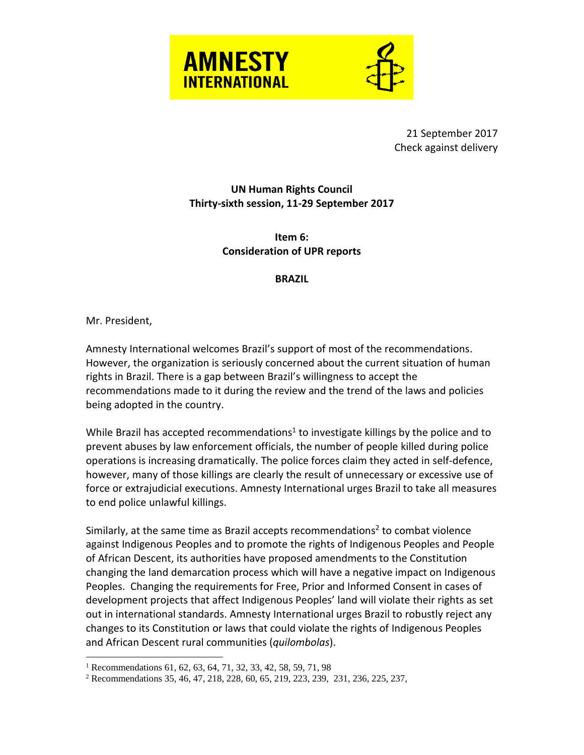**AMNESTY INTERNATIONAL**

21 September 2017
Check against delivery

**UN Human Rights Council**
**Thirty-sixth session, 11-29 September 2017**

**Item 6:**
**Consideration of UPR reports**

**BRAZIL**

Mr. President,

Amnesty International welcomes Brazil's support of most of the recommendations. However, the organization is seriously concerned about the current situation of human rights in Brazil. There is a gap between Brazil's willingness to accept the recommendations made to it during the review and the trend of the laws and policies being adopted in the country.

While Brazil has accepted recommendations[1] to investigate killings by the police and to prevent abuses by law enforcement officials, the number of people killed during police operations is increasing dramatically. The police forces claim they acted in self-defence, however, many of those killings are clearly the result of unnecessary or excessive use of force or extrajudicial executions. Amnesty International urges Brazil to take all measures to end police unlawful killings.

Similarly, at the same time as Brazil accepts recommendations[2] to combat violence against Indigenous Peoples and to promote the rights of Indigenous Peoples and People of African Descent, its authorities have proposed amendments to the Constitution changing the land demarcation process which will have a negative impact on Indigenous Peoples. Changing the requirements for Free, Prior and Informed Consent in cases of development projects that affect Indigenous Peoples' land will violate their rights as set out in international standards. Amnesty International urges Brazil to robustly reject any changes to its Constitution or laws that could violate the rights of Indigenous Peoples and African Descent rural communities (*quilombolas*).

---

[1] Recommendations 61, 62, 63, 64, 71, 32, 33, 42, 58, 59, 71, 98

[2] Recommendations 35, 46, 47, 218, 228, 60, 65, 219, 223, 239, 231, 236, 225, 237,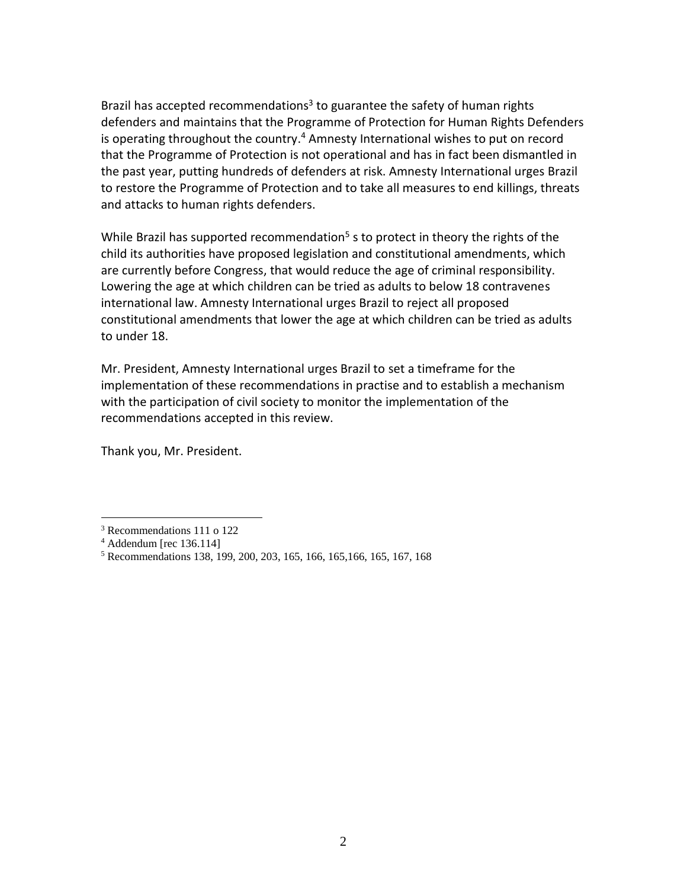Brazil has accepted recommendations[3] to guarantee the safety of human rights defenders and maintains that the Programme of Protection for Human Rights Defenders is operating throughout the country.[4] Amnesty International wishes to put on record that the Programme of Protection is not operational and has in fact been dismantled in the past year, putting hundreds of defenders at risk. Amnesty International urges Brazil to restore the Programme of Protection and to take all measures to end killings, threats and attacks to human rights defenders.

While Brazil has supported recommendation[5] s to protect in theory the rights of the child its authorities have proposed legislation and constitutional amendments, which are currently before Congress, that would reduce the age of criminal responsibility. Lowering the age at which children can be tried as adults to below 18 contravenes international law. Amnesty International urges Brazil to reject all proposed constitutional amendments that lower the age at which children can be tried as adults to under 18.

Mr. President, Amnesty International urges Brazil to set a timeframe for the implementation of these recommendations in practise and to establish a mechanism with the participation of civil society to monitor the implementation of the recommendations accepted in this review.

Thank you, Mr. President.

---

[3] Recommendations 111 o 122

[4] Addendum [rec 136.114]

[5] Recommendations 138, 199, 200, 203, 165, 166, 165,166, 165, 167, 168